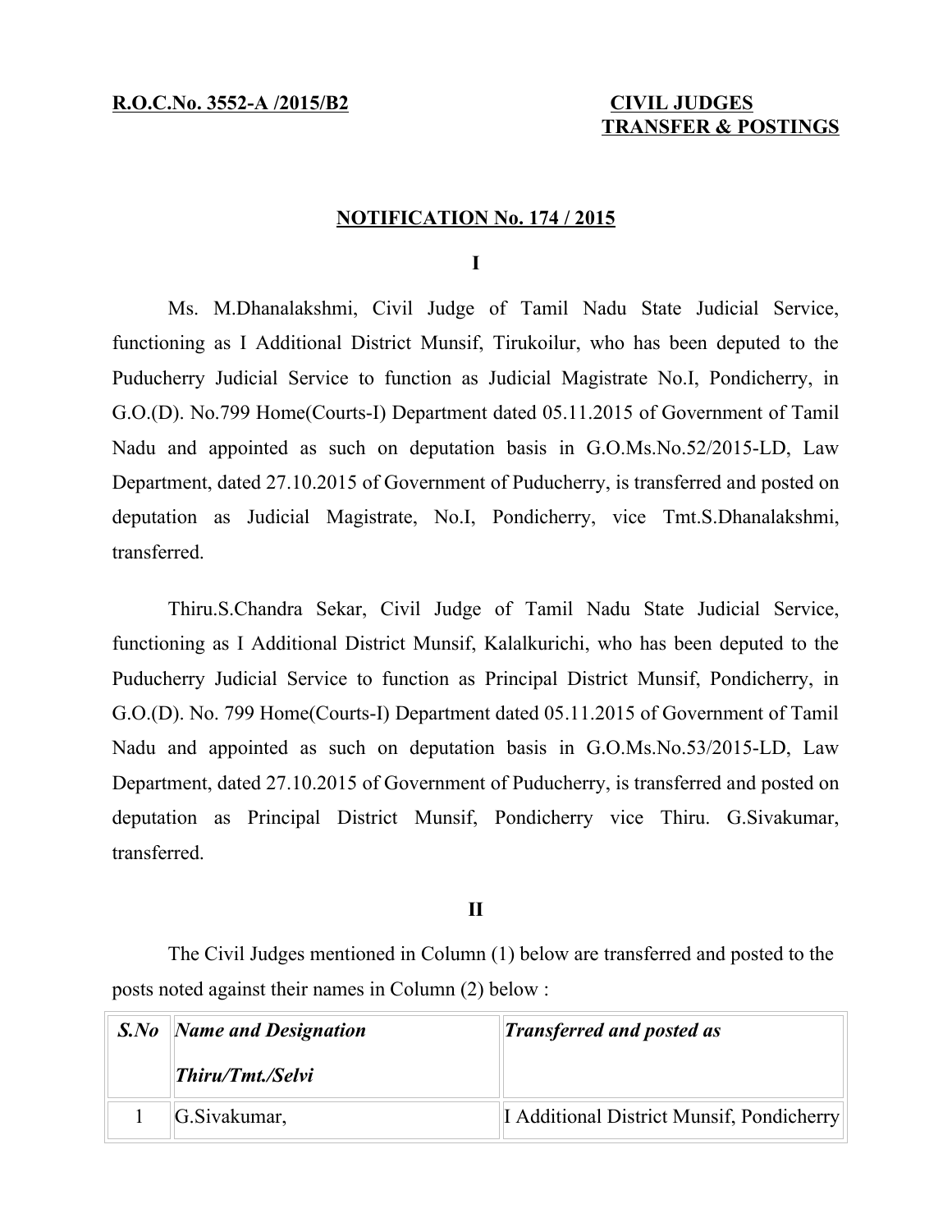**R.O.C.No. 3552-A /2015/B2**

**CIVIL JUDGES TRANSFER & POSTINGS**

**NOTIFICATION No. 174 / 2015**

**I**

Ms. M.Dhanalakshmi, Civil Judge of Tamil Nadu State Judicial Service, functioning as I Additional District Munsif, Tirukoilur, who has been deputed to the Puducherry Judicial Service to function as Judicial Magistrate No.I, Pondicherry, in G.O.(D). No.799 Home(Courts-I) Department dated 05.11.2015 of Government of Tamil Nadu and appointed as such on deputation basis in G.O.Ms.No.52/2015-LD, Law Department, dated 27.10.2015 of Government of Puducherry, is transferred and posted on deputation as Judicial Magistrate, No.I, Pondicherry, vice Tmt.S.Dhanalakshmi, transferred.

Thiru.S.Chandra Sekar, Civil Judge of Tamil Nadu State Judicial Service, functioning as I Additional District Munsif, Kalalkurichi, who has been deputed to the Puducherry Judicial Service to function as Principal District Munsif, Pondicherry, in G.O.(D). No. 799 Home(Courts-I) Department dated 05.11.2015 of Government of Tamil Nadu and appointed as such on deputation basis in G.O.Ms.No.53/2015-LD, Law Department, dated 27.10.2015 of Government of Puducherry, is transferred and posted on deputation as Principal District Munsif, Pondicherry vice Thiru. G.Sivakumar, transferred.

**II**

The Civil Judges mentioned in Column (1) below are transferred and posted to the posts noted against their names in Column (2) below :

| *S.No* | *Name and Designation*<br>*Thiru/Tmt./Selvi* | *Transferred and posted as* |
|---|---|---|
| 1 | G.Sivakumar, | I Additional District Munsif, Pondicherry |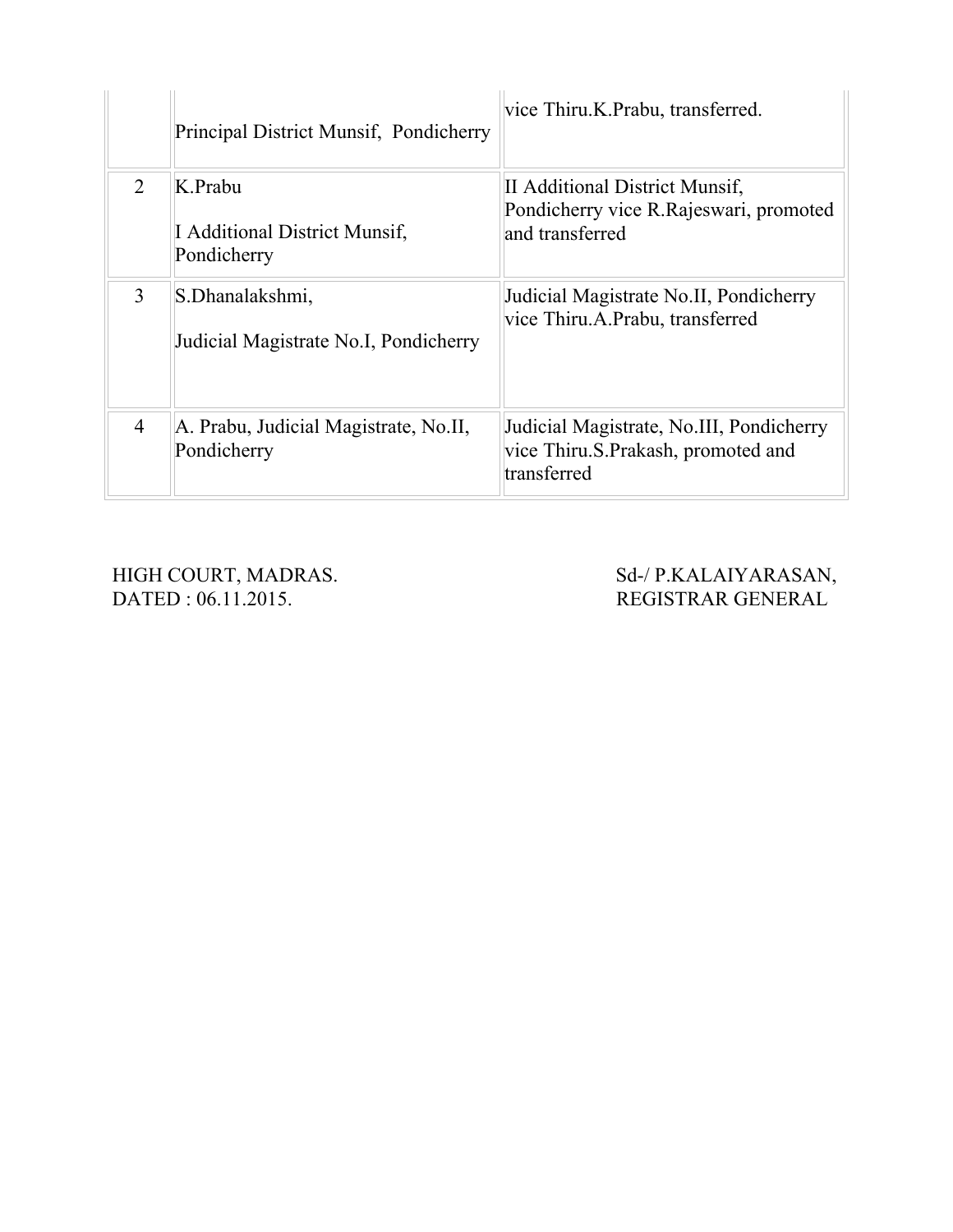| | | |
|---|---|---|
| | Principal District Munsif, Pondicherry | vice Thiru.K.Prabu, transferred. |
| 2 | K.Prabu<br><br>I Additional District Munsif, Pondicherry | II Additional District Munsif, Pondicherry vice R.Rajeswari, promoted and transferred |
| 3 | S.Dhanalakshmi,<br><br>Judicial Magistrate No.I, Pondicherry | Judicial Magistrate No.II, Pondicherry vice Thiru.A.Prabu, transferred |
| 4 | A. Prabu, Judicial Magistrate, No.II, Pondicherry | Judicial Magistrate, No.III, Pondicherry vice Thiru.S.Prakash, promoted and transferred |

HIGH COURT, MADRAS.
DATED : 06.11.2015.

Sd-/ P.KALAIYARASAN,
REGISTRAR GENERAL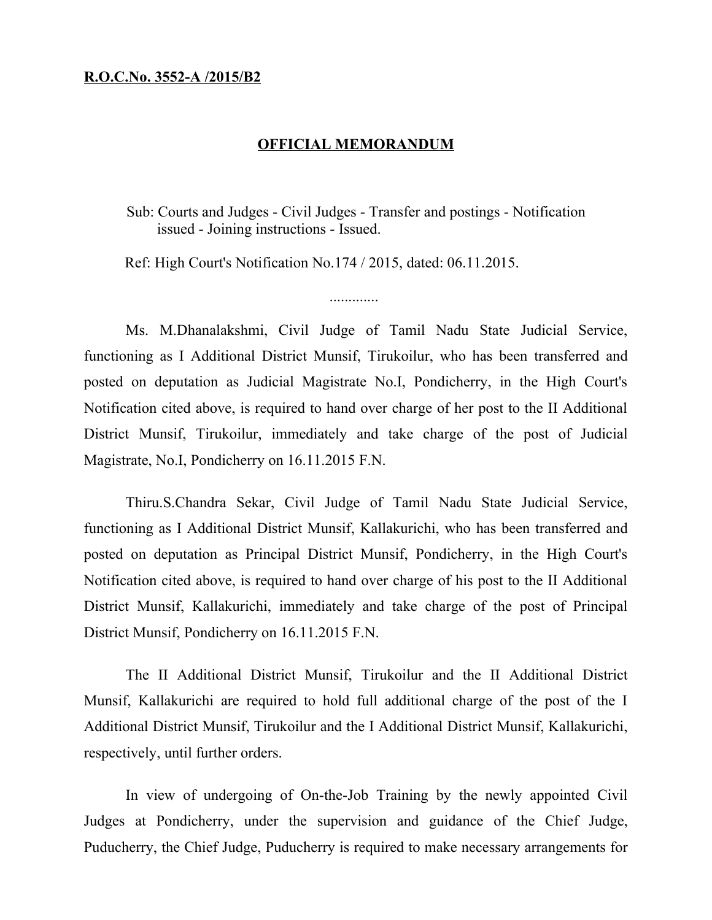**R.O.C.No. 3552-A /2015/B2**

**OFFICIAL MEMORANDUM**

Sub: Courts and Judges - Civil Judges - Transfer and postings - Notification issued - Joining instructions - Issued.

Ref: High Court's Notification No.174 / 2015, dated: 06.11.2015.

.............

Ms. M.Dhanalakshmi, Civil Judge of Tamil Nadu State Judicial Service, functioning as I Additional District Munsif, Tirukoilur, who has been transferred and posted on deputation as Judicial Magistrate No.I, Pondicherry, in the High Court's Notification cited above, is required to hand over charge of her post to the II Additional District Munsif, Tirukoilur, immediately and take charge of the post of Judicial Magistrate, No.I, Pondicherry on 16.11.2015 F.N.

Thiru.S.Chandra Sekar, Civil Judge of Tamil Nadu State Judicial Service, functioning as I Additional District Munsif, Kallakurichi, who has been transferred and posted on deputation as Principal District Munsif, Pondicherry, in the High Court's Notification cited above, is required to hand over charge of his post to the II Additional District Munsif, Kallakurichi, immediately and take charge of the post of Principal District Munsif, Pondicherry on 16.11.2015 F.N.

The II Additional District Munsif, Tirukoilur and the II Additional District Munsif, Kallakurichi are required to hold full additional charge of the post of the I Additional District Munsif, Tirukoilur and the I Additional District Munsif, Kallakurichi, respectively, until further orders.

In view of undergoing of On-the-Job Training by the newly appointed Civil Judges at Pondicherry, under the supervision and guidance of the Chief Judge, Puducherry, the Chief Judge, Puducherry is required to make necessary arrangements for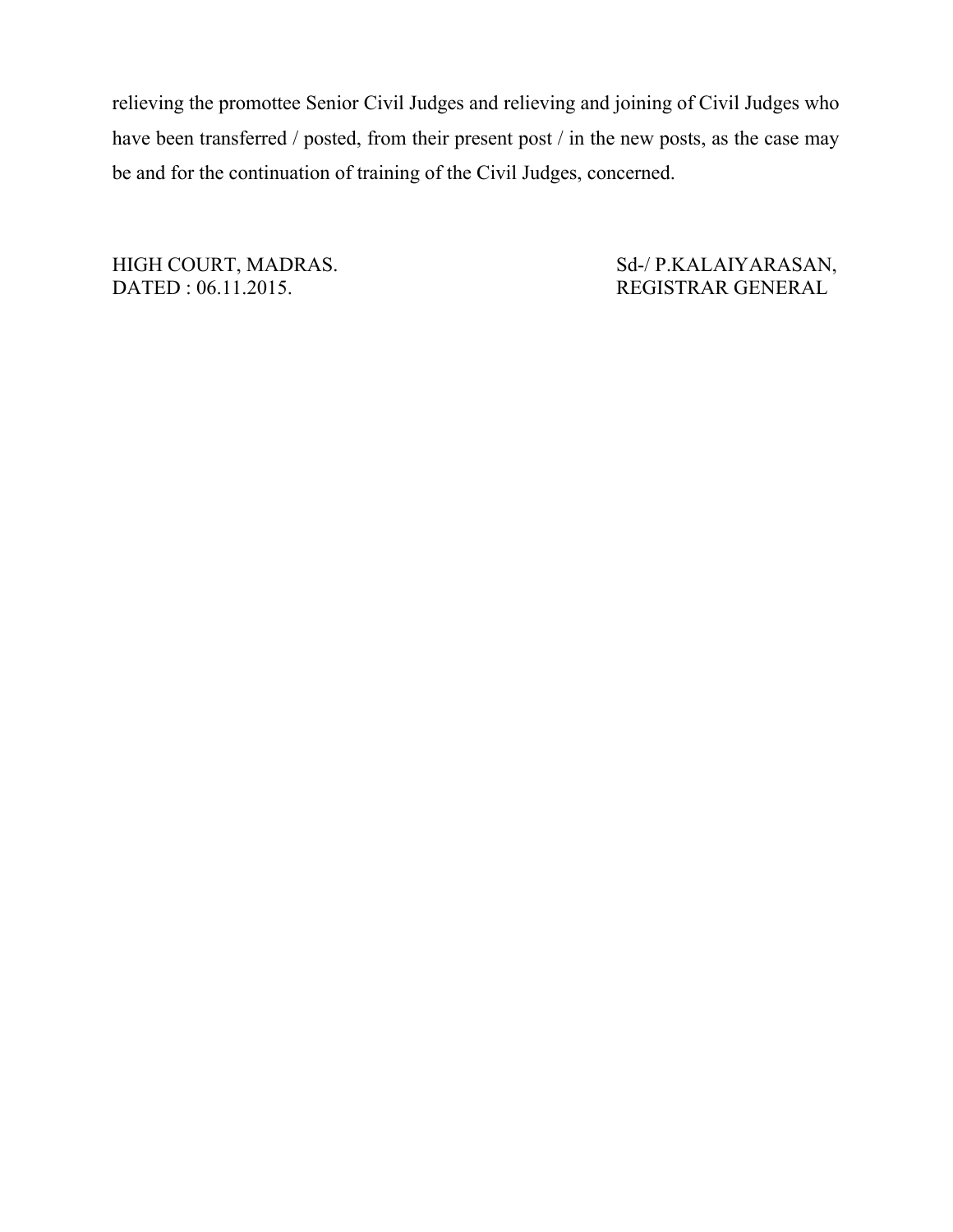relieving the promottee Senior Civil Judges and relieving and joining of Civil Judges who have been transferred / posted, from their present post / in the new posts, as the case may be and for the continuation of training of the Civil Judges, concerned.

HIGH COURT, MADRAS.
DATED : 06.11.2015.

Sd-/ P.KALAIYARASAN,
REGISTRAR GENERAL